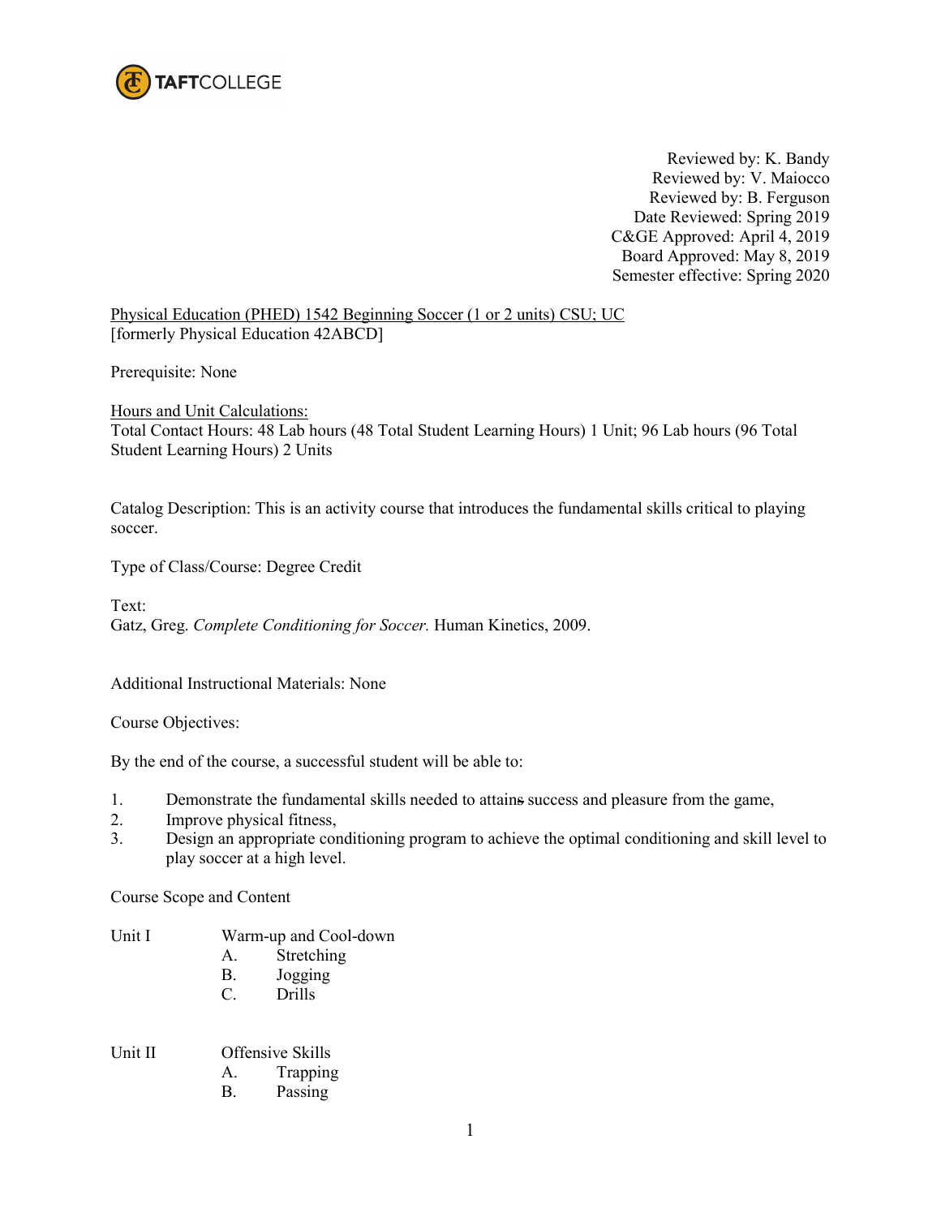TAFTCOLLEGE

Reviewed by: K. Bandy
Reviewed by: V. Maiocco
Reviewed by: B. Ferguson
Date Reviewed: Spring 2019
C&GE Approved: April 4, 2019
Board Approved: May 8, 2019
Semester effective: Spring 2020

Physical Education (PHED) 1542 Beginning Soccer (1 or 2 units) CSU; UC
[formerly Physical Education 42ABCD]

Prerequisite: None

Hours and Unit Calculations:
Total Contact Hours: 48 Lab hours (48 Total Student Learning Hours) 1 Unit; 96 Lab hours (96 Total Student Learning Hours) 2 Units

Catalog Description: This is an activity course that introduces the fundamental skills critical to playing soccer.

Type of Class/Course: Degree Credit

Text:
Gatz, Greg. *Complete Conditioning for Soccer.* Human Kinetics, 2009.

Additional Instructional Materials: None

Course Objectives:

By the end of the course, a successful student will be able to:

1. Demonstrate the fundamental skills needed to attain success and pleasure from the game,
2. Improve physical fitness,
3. Design an appropriate conditioning program to achieve the optimal conditioning and skill level to play soccer at a high level.

Course Scope and Content

Unit I Warm-up and Cool-down
- A. Stretching
- B. Jogging
- C. Drills

Unit II Offensive Skills
- A. Trapping
- B. Passing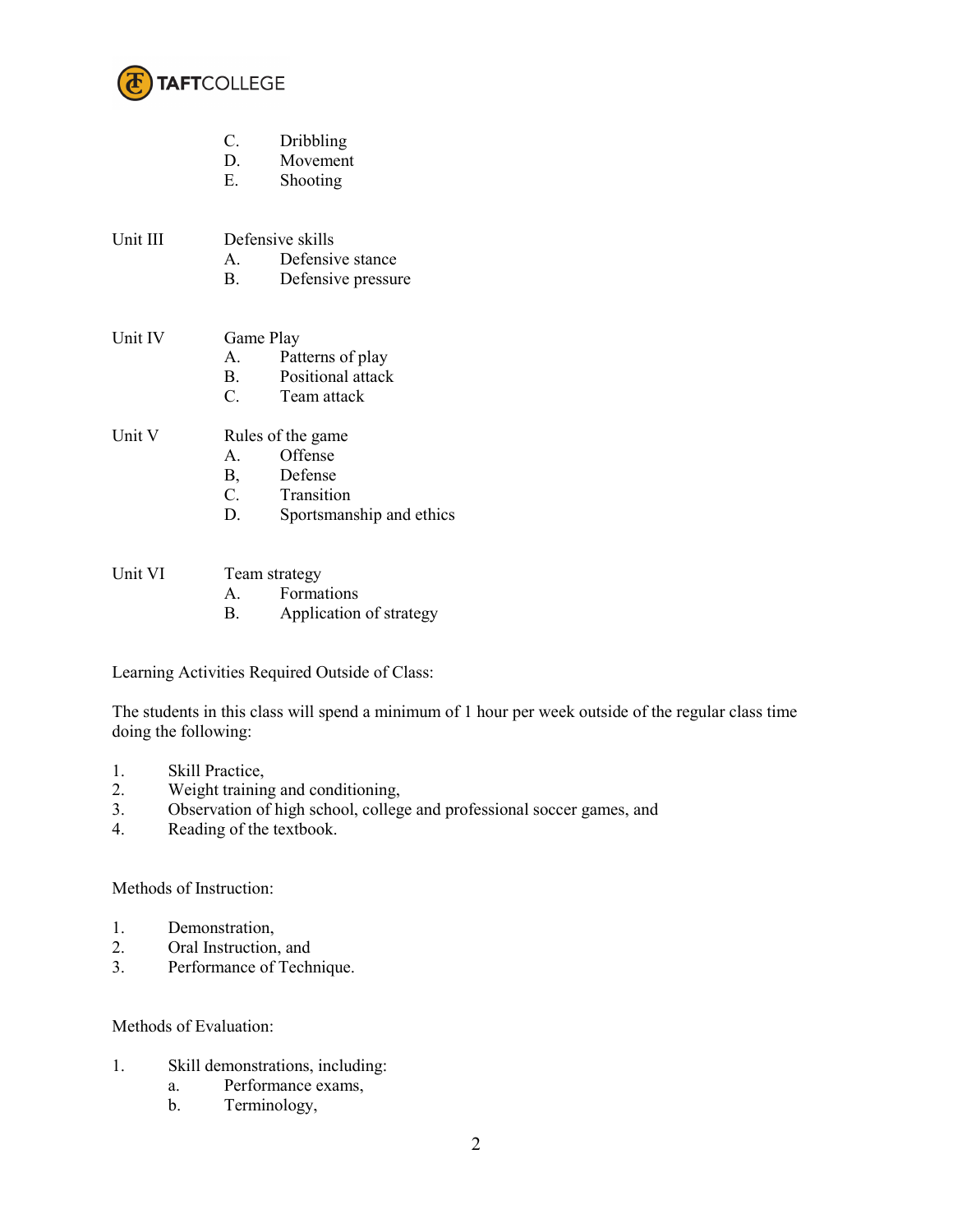C. Dribbling
D. Movement
E. Shooting

Unit III Defensive skills
A. Defensive stance
B. Defensive pressure

Unit IV Game Play
A. Patterns of play
B. Positional attack
C. Team attack

Unit V Rules of the game
A. Offense
B, Defense
C. Transition
D. Sportsmanship and ethics

Unit VI Team strategy
A. Formations
B. Application of strategy

Learning Activities Required Outside of Class:

The students in this class will spend a minimum of 1 hour per week outside of the regular class time doing the following:

1. Skill Practice,
2. Weight training and conditioning,
3. Observation of high school, college and professional soccer games, and
4. Reading of the textbook.

Methods of Instruction:

1. Demonstration,
2. Oral Instruction, and
3. Performance of Technique.

Methods of Evaluation:

1. Skill demonstrations, including:
   a. Performance exams,
   b. Terminology,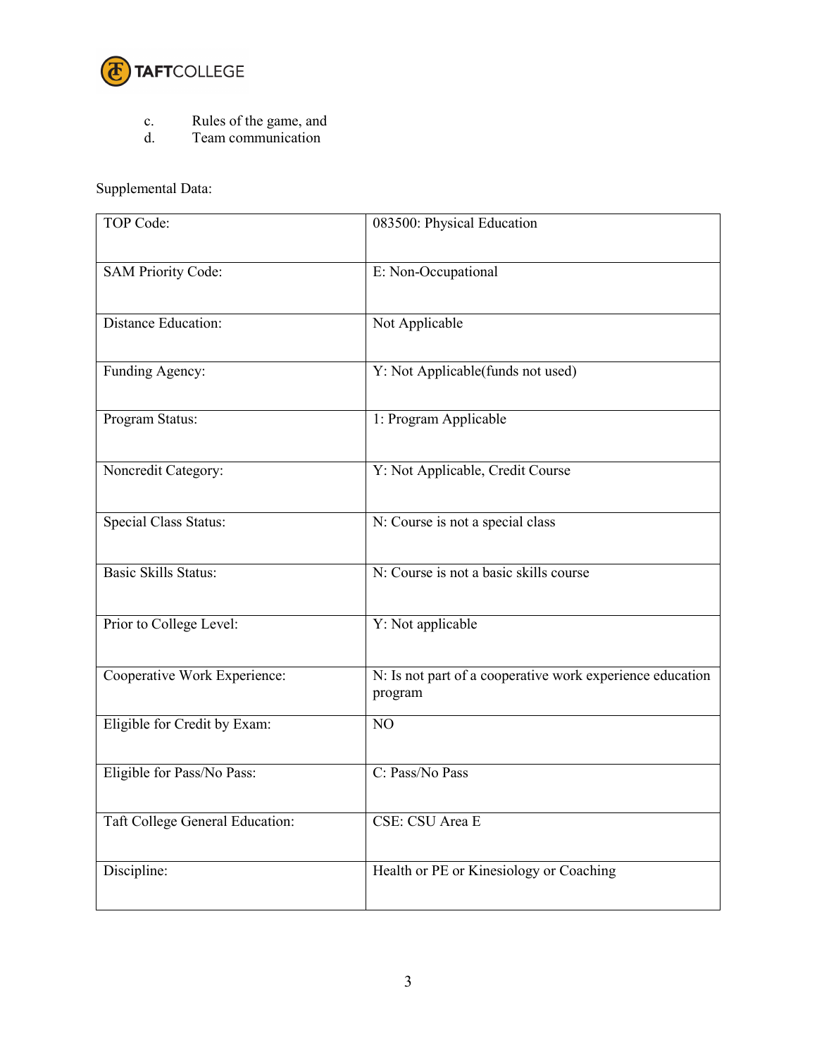c. Rules of the game, and
d. Team communication

Supplemental Data:

| | |
|---|---|
| TOP Code: | 083500: Physical Education |
| SAM Priority Code: | E: Non-Occupational |
| Distance Education: | Not Applicable |
| Funding Agency: | Y: Not Applicable(funds not used) |
| Program Status: | 1: Program Applicable |
| Noncredit Category: | Y: Not Applicable, Credit Course |
| Special Class Status: | N: Course is not a special class |
| Basic Skills Status: | N: Course is not a basic skills course |
| Prior to College Level: | Y: Not applicable |
| Cooperative Work Experience: | N: Is not part of a cooperative work experience education program |
| Eligible for Credit by Exam: | NO |
| Eligible for Pass/No Pass: | C: Pass/No Pass |
| Taft College General Education: | CSE: CSU Area E |
| Discipline: | Health or PE or Kinesiology or Coaching |